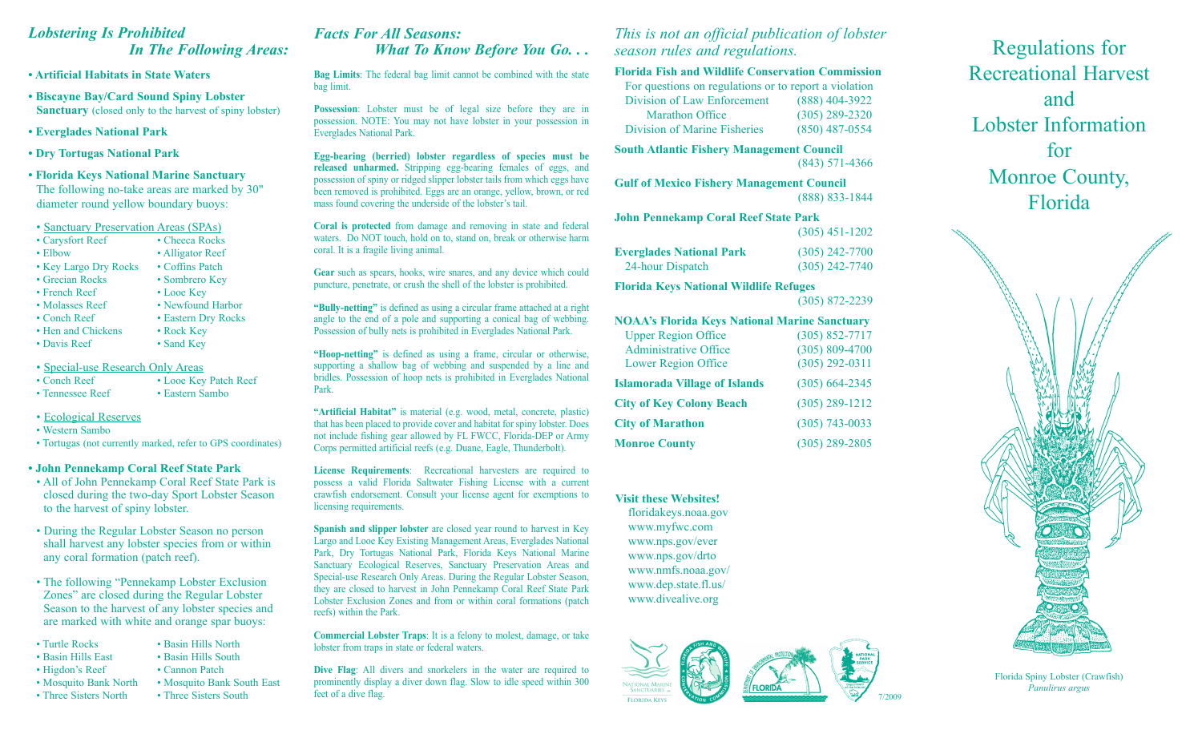## *Lobstering Is Prohibited In The Following Areas:*

- **Artificial Habitats in State Waters**
- **Biscayne Bay/Card Sound Spiny Lobster Sanctuary** (closed only to the harvest of spiny lobster)
- **Everglades National Park**
- **Dry Tortugas National Park**
- **Florida Keys National Marine Sanctuary**
  The following no-take areas are marked by 30" diameter round yellow boundary buoys:
  - Sanctuary Preservation Areas (SPAs)
    - Carysfort Reef
    - Elbow
    - Key Largo Dry Rocks
    - Grecian Rocks
    - French Reef
    - Molasses Reef
    - Conch Reef
    - Hen and Chickens
    - Davis Reef
    - Cheeca Rocks
    - Alligator Reef
    - Coffins Patch
    - Sombrero Key
    - Looe Key
    - Newfound Harbor
    - Eastern Dry Rocks
    - Rock Key
    - Sand Key
  - Special-use Research Only Areas
    - Conch Reef
    - Tennessee Reef
    - Looe Key Patch Reef
    - Eastern Sambo
  - Ecological Reserves
    - Western Sambo
    - Tortugas (not currently marked, refer to GPS coordinates)
- **John Pennekamp Coral Reef State Park**
  - All of John Pennekamp Coral Reef State Park is closed during the two-day Sport Lobster Season to the harvest of spiny lobster.
  - During the Regular Lobster Season no person shall harvest any lobster species from or within any coral formation (patch reef).
  - The following "Pennekamp Lobster Exclusion Zones" are closed during the Regular Lobster Season to the harvest of any lobster species and are marked with white and orange spar buoys:
    - Turtle Rocks
    - Basin Hills East
    - Higdon's Reef
    - Mosquito Bank North
    - Three Sisters North
    - Basin Hills North
    - Basin Hills South
    - Cannon Patch
    - Mosquito Bank South East
    - Three Sisters South

## *Facts For All Seasons: What To Know Before You Go. . .*

**Bag Limits**: The federal bag limit cannot be combined with the state bag limit.

**Possession**: Lobster must be of legal size before they are in possession. NOTE: You may not have lobster in your possession in Everglades National Park.

**Egg-bearing (berried) lobster regardless of species must be released unharmed.** Stripping egg-bearing females of eggs, and possession of spiny or ridged slipper lobster tails from which eggs have been removed is prohibited. Eggs are an orange, yellow, brown, or red mass found covering the underside of the lobster's tail.

**Coral is protected** from damage and removing in state and federal waters. Do NOT touch, hold on to, stand on, break or otherwise harm coral. It is a fragile living animal.

**Gear** such as spears, hooks, wire snares, and any device which could puncture, penetrate, or crush the shell of the lobster is prohibited.

**"Bully-netting"** is defined as using a circular frame attached at a right angle to the end of a pole and supporting a conical bag of webbing. Possession of bully nets is prohibited in Everglades National Park.

**"Hoop-netting"** is defined as using a frame, circular or otherwise, supporting a shallow bag of webbing and suspended by a line and bridles. Possession of hoop nets is prohibited in Everglades National Park.

**"Artificial Habitat"** is material (e.g. wood, metal, concrete, plastic) that has been placed to provide cover and habitat for spiny lobster. Does not include fishing gear allowed by FL FWCC, Florida-DEP or Army Corps permitted artificial reefs (e.g. Duane, Eagle, Thunderbolt).

**License Requirements**: Recreational harvesters are required to possess a valid Florida Saltwater Fishing License with a current crawfish endorsement. Consult your license agent for exemptions to licensing requirements.

**Spanish and slipper lobster** are closed year round to harvest in Key Largo and Looe Key Existing Management Areas, Everglades National Park, Dry Tortugas National Park, Florida Keys National Marine Sanctuary Ecological Reserves, Sanctuary Preservation Areas and Special-use Research Only Areas. During the Regular Lobster Season, they are closed to harvest in John Pennekamp Coral Reef State Park Lobster Exclusion Zones and from or within coral formations (patch reefs) within the Park.

**Commercial Lobster Traps**: It is a felony to molest, damage, or take lobster from traps in state or federal waters.

**Dive Flag**: All divers and snorkelers in the water are required to prominently display a diver down flag. Slow to idle speed within 300 feet of a dive flag.

*This is not an official publication of lobster season rules and regulations.*

**Florida Fish and Wildlife Conservation Commission**
For questions on regulations or to report a violation
Division of Law Enforcement (888) 404-3922
Marathon Office (305) 289-2320
Division of Marine Fisheries (850) 487-0554

**South Atlantic Fishery Management Council** (843) 571-4366

**Gulf of Mexico Fishery Management Council** (888) 833-1844

**John Pennekamp Coral Reef State Park** (305) 451-1202

**Everglades National Park** (305) 242-7700
24-hour Dispatch (305) 242-7740

**Florida Keys National Wildlife Refuges** (305) 872-2239

**NOAA's Florida Keys National Marine Sanctuary**
Upper Region Office (305) 852-7717
Administrative Office (305) 809-4700
Lower Region Office (305) 292-0311

**Islamorada Village of Islands** (305) 664-2345

**City of Key Colony Beach** (305) 289-1212

**City of Marathon** (305) 743-0033

**Monroe County** (305) 289-2805

**Visit these Websites!**
floridakeys.noaa.gov
www.myfwc.com
www.nps.gov/ever
www.nps.gov/drto
www.nmfs.noaa.gov/
www.dep.state.fl.us/
www.divealive.org

7/2009

# Regulations for Recreational Harvest and Lobster Information for Monroe County, Florida

Florida Spiny Lobster (Crawfish)
*Panulirus argus*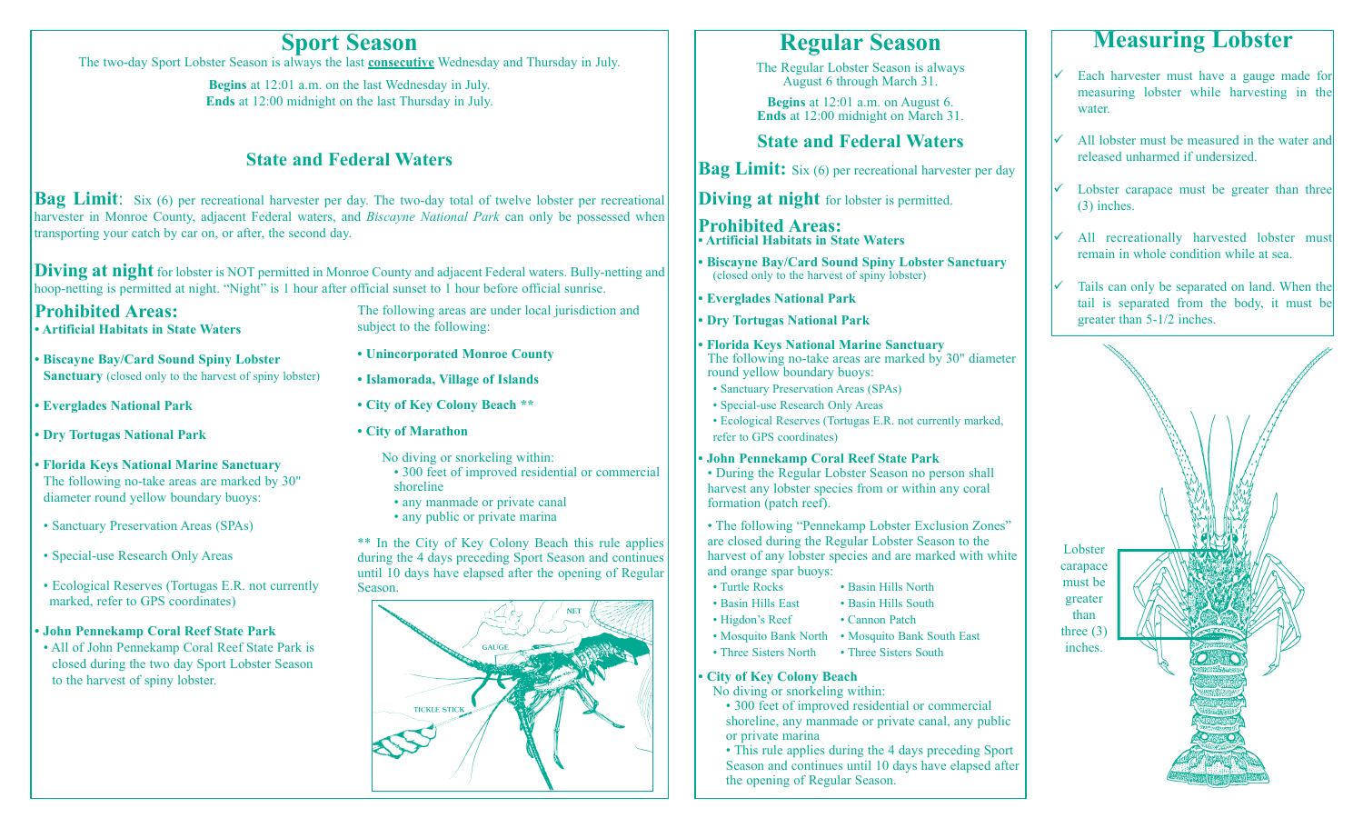# Sport Season

The two-day Sport Lobster Season is always the last **consecutive** Wednesday and Thursday in July.

**Begins** at 12:01 a.m. on the last Wednesday in July.
**Ends** at 12:00 midnight on the last Thursday in July.

## State and Federal Waters

**Bag Limit**: Six (6) per recreational harvester per day. The two-day total of twelve lobster per recreational harvester in Monroe County, adjacent Federal waters, and *Biscayne National Park* can only be possessed when transporting your catch by car on, or after, the second day.

**Diving at night** for lobster is NOT permitted in Monroe County and adjacent Federal waters. Bully-netting and hoop-netting is permitted at night. "Night" is 1 hour after official sunset to 1 hour before official sunrise.

### Prohibited Areas:

- **Artificial Habitats in State Waters**
- **Biscayne Bay/Card Sound Spiny Lobster Sanctuary** (closed only to the harvest of spiny lobster)
- **Everglades National Park**
- **Dry Tortugas National Park**
- **Florida Keys National Marine Sanctuary**
  The following no-take areas are marked by 30" diameter round yellow boundary buoys:
  - Sanctuary Preservation Areas (SPAs)
  - Special-use Research Only Areas
  - Ecological Reserves (Tortugas E.R. not currently marked, refer to GPS coordinates)
- **John Pennekamp Coral Reef State Park**
  - All of John Pennekamp Coral Reef State Park is closed during the two day Sport Lobster Season to the harvest of spiny lobster.

The following areas are under local jurisdiction and subject to the following:

- **Unincorporated Monroe County**
- **Islamorada, Village of Islands**
- **City of Key Colony Beach \*\***
- **City of Marathon**

No diving or snorkeling within:
- 300 feet of improved residential or commercial shoreline
- any manmade or private canal
- any public or private marina

\*\* In the City of Key Colony Beach this rule applies during the 4 days preceding Sport Season and continues until 10 days have elapsed after the opening of Regular Season.

NET
GAUGE
TICKLE STICK

# Regular Season

The Regular Lobster Season is always August 6 through March 31.

**Begins** at 12:01 a.m. on August 6.
**Ends** at 12:00 midnight on March 31.

## State and Federal Waters

**Bag Limit:** Six (6) per recreational harvester per day

**Diving at night** for lobster is permitted.

### Prohibited Areas:

- **Artificial Habitats in State Waters**
- **Biscayne Bay/Card Sound Spiny Lobster Sanctuary** (closed only to the harvest of spiny lobster)
- **Everglades National Park**
- **Dry Tortugas National Park**
- **Florida Keys National Marine Sanctuary**
  The following no-take areas are marked by 30" diameter round yellow boundary buoys:
  - Sanctuary Preservation Areas (SPAs)
  - Special-use Research Only Areas
  - Ecological Reserves (Tortugas E.R. not currently marked, refer to GPS coordinates)
- **John Pennekamp Coral Reef State Park**
  - During the Regular Lobster Season no person shall harvest any lobster species from or within any coral formation (patch reef).
  - The following "Pennekamp Lobster Exclusion Zones" are closed during the Regular Lobster Season to the harvest of any lobster species and are marked with white and orange spar buoys:
    - Turtle Rocks
    - Basin Hills North
    - Basin Hills East
    - Basin Hills South
    - Higdon's Reef
    - Cannon Patch
    - Mosquito Bank North
    - Mosquito Bank South East
    - Three Sisters North
    - Three Sisters South
- **City of Key Colony Beach**
  No diving or snorkeling within:
  - 300 feet of improved residential or commercial shoreline, any manmade or private canal, any public or private marina
  - This rule applies during the 4 days preceding Sport Season and continues until 10 days have elapsed after the opening of Regular Season.

# Measuring Lobster

- ✓ Each harvester must have a gauge made for measuring lobster while harvesting in the water.
- ✓ All lobster must be measured in the water and released unharmed if undersized.
- ✓ Lobster carapace must be greater than three (3) inches.
- ✓ All recreationally harvested lobster must remain in whole condition while at sea.
- ✓ Tails can only be separated on land. When the tail is separated from the body, it must be greater than 5-1/2 inches.

Lobster carapace must be greater than three (3) inches.